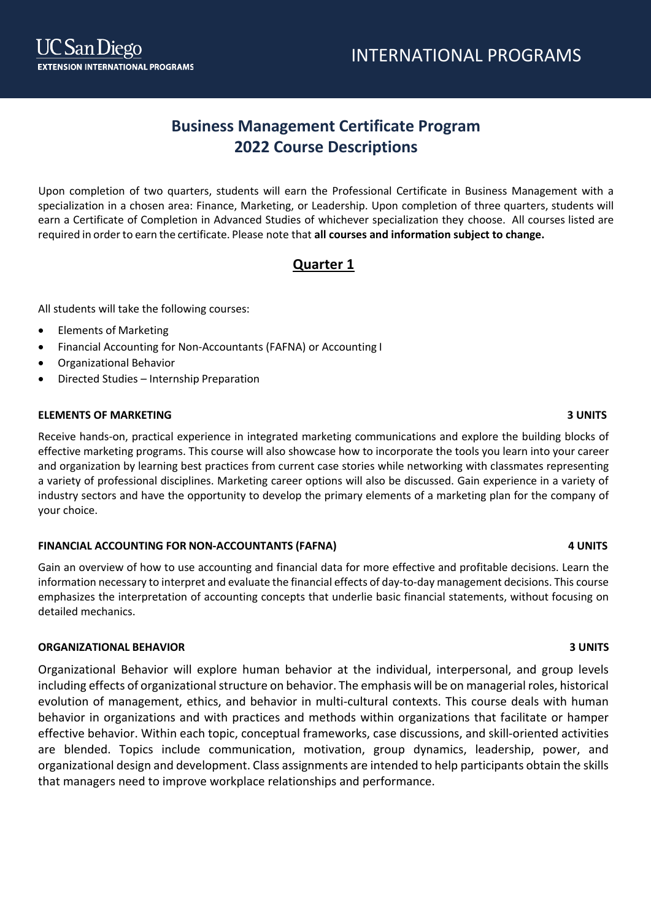UC San Diego
EXTENSION INTERNATIONAL PROGRAMS

INTERNATIONAL PROGRAMS

# Business Management Certificate Program
# 2022 Course Descriptions

Upon completion of two quarters, students will earn the Professional Certificate in Business Management with a specialization in a chosen area: Finance, Marketing, or Leadership. Upon completion of three quarters, students will earn a Certificate of Completion in Advanced Studies of whichever specialization they choose. All courses listed are required in order to earn the certificate. Please note that **all courses and information subject to change.**

## Quarter 1

All students will take the following courses:

- Elements of Marketing
- Financial Accounting for Non-Accountants (FAFNA) or Accounting I
- Organizational Behavior
- Directed Studies – Internship Preparation

### ELEMENTS OF MARKETING — 3 UNITS

Receive hands-on, practical experience in integrated marketing communications and explore the building blocks of effective marketing programs. This course will also showcase how to incorporate the tools you learn into your career and organization by learning best practices from current case stories while networking with classmates representing a variety of professional disciplines. Marketing career options will also be discussed. Gain experience in a variety of industry sectors and have the opportunity to develop the primary elements of a marketing plan for the company of your choice.

### FINANCIAL ACCOUNTING FOR NON-ACCOUNTANTS (FAFNA) — 4 UNITS

Gain an overview of how to use accounting and financial data for more effective and profitable decisions. Learn the information necessary to interpret and evaluate the financial effects of day-to-day management decisions. This course emphasizes the interpretation of accounting concepts that underlie basic financial statements, without focusing on detailed mechanics.

### ORGANIZATIONAL BEHAVIOR — 3 UNITS

Organizational Behavior will explore human behavior at the individual, interpersonal, and group levels including effects of organizational structure on behavior. The emphasis will be on managerial roles, historical evolution of management, ethics, and behavior in multi-cultural contexts. This course deals with human behavior in organizations and with practices and methods within organizations that facilitate or hamper effective behavior. Within each topic, conceptual frameworks, case discussions, and skill-oriented activities are blended. Topics include communication, motivation, group dynamics, leadership, power, and organizational design and development. Class assignments are intended to help participants obtain the skills that managers need to improve workplace relationships and performance.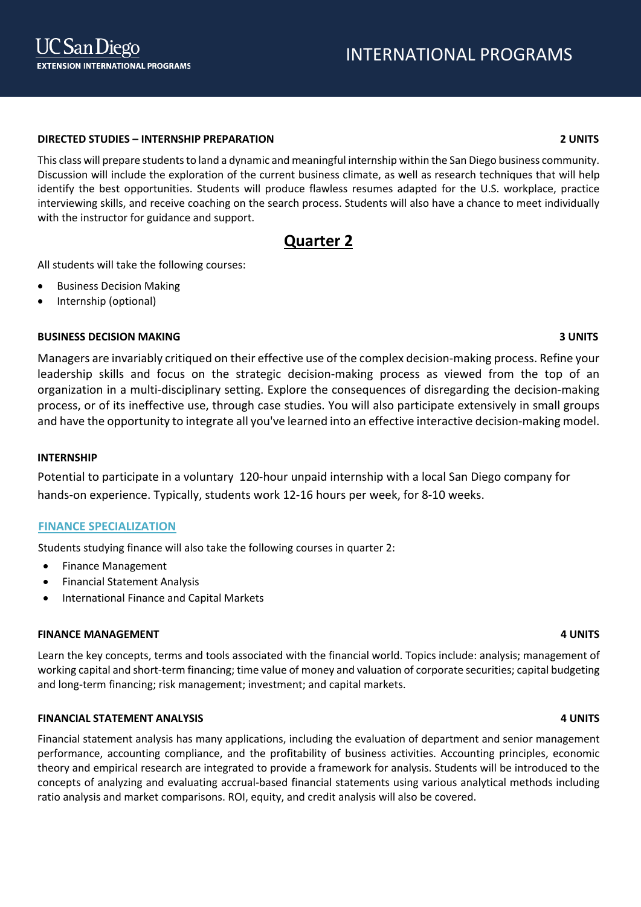**DIRECTED STUDIES – INTERNSHIP PREPARATION** **2 UNITS**

This class will prepare students to land a dynamic and meaningful internship within the San Diego business community. Discussion will include the exploration of the current business climate, as well as research techniques that will help identify the best opportunities. Students will produce flawless resumes adapted for the U.S. workplace, practice interviewing skills, and receive coaching on the search process. Students will also have a chance to meet individually with the instructor for guidance and support.

## Quarter 2

All students will take the following courses:

- Business Decision Making
- Internship (optional)

**BUSINESS DECISION MAKING** **3 UNITS**

Managers are invariably critiqued on their effective use of the complex decision-making process. Refine your leadership skills and focus on the strategic decision-making process as viewed from the top of an organization in a multi-disciplinary setting. Explore the consequences of disregarding the decision-making process, or of its ineffective use, through case studies. You will also participate extensively in small groups and have the opportunity to integrate all you've learned into an effective interactive decision-making model.

**INTERNSHIP**

Potential to participate in a voluntary 120-hour unpaid internship with a local San Diego company for hands-on experience. Typically, students work 12-16 hours per week, for 8-10 weeks.

### FINANCE SPECIALIZATION

Students studying finance will also take the following courses in quarter 2:

- Finance Management
- Financial Statement Analysis
- International Finance and Capital Markets

**FINANCE MANAGEMENT** **4 UNITS**

Learn the key concepts, terms and tools associated with the financial world. Topics include: analysis; management of working capital and short-term financing; time value of money and valuation of corporate securities; capital budgeting and long-term financing; risk management; investment; and capital markets.

**FINANCIAL STATEMENT ANALYSIS** **4 UNITS**

Financial statement analysis has many applications, including the evaluation of department and senior management performance, accounting compliance, and the profitability of business activities. Accounting principles, economic theory and empirical research are integrated to provide a framework for analysis. Students will be introduced to the concepts of analyzing and evaluating accrual-based financial statements using various analytical methods including ratio analysis and market comparisons. ROI, equity, and credit analysis will also be covered.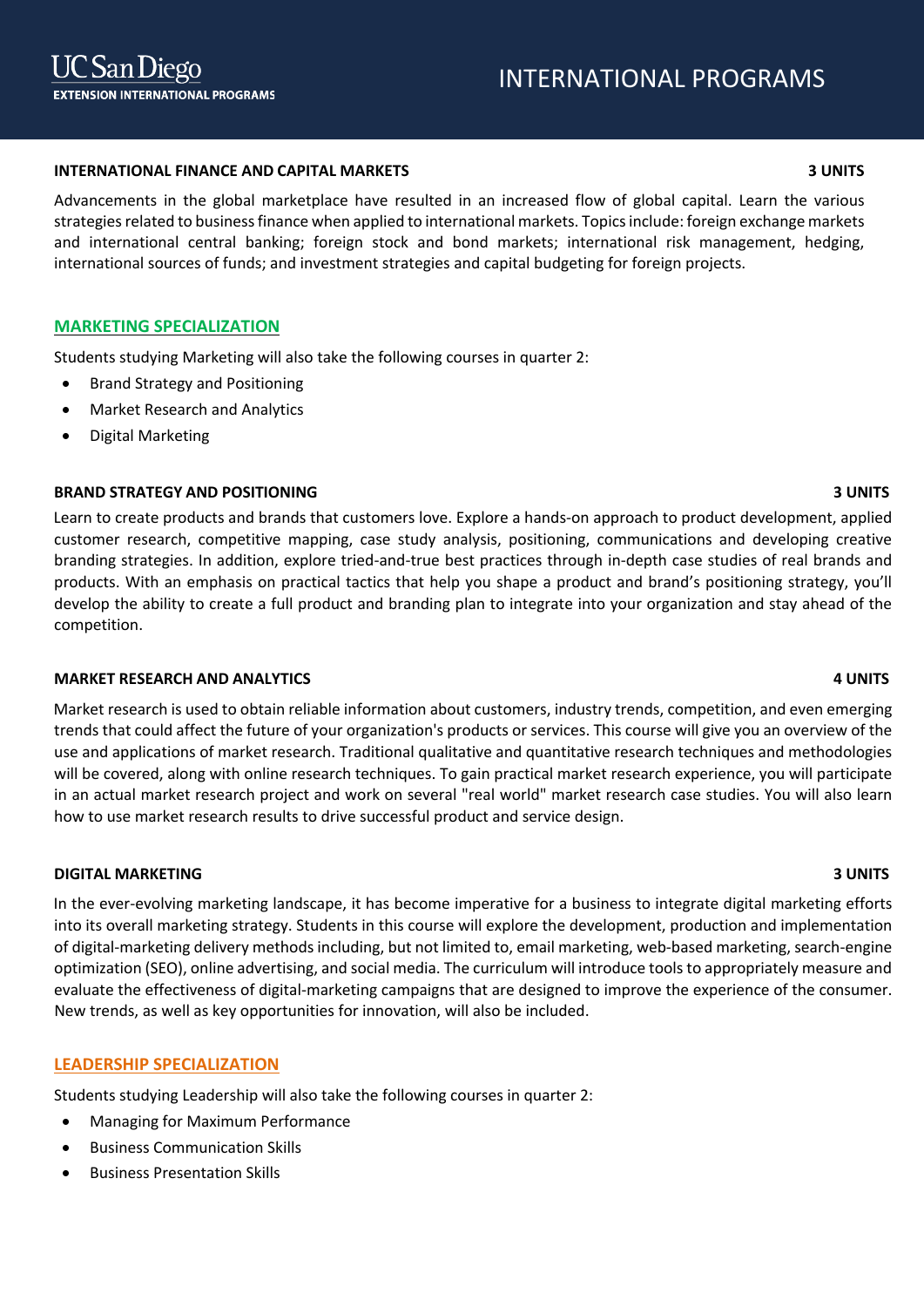### INTERNATIONAL FINANCE AND CAPITAL MARKETS — 3 UNITS

Advancements in the global marketplace have resulted in an increased flow of global capital. Learn the various strategies related to business finance when applied to international markets. Topics include: foreign exchange markets and international central banking; foreign stock and bond markets; international risk management, hedging, international sources of funds; and investment strategies and capital budgeting for foreign projects.

## MARKETING SPECIALIZATION

Students studying Marketing will also take the following courses in quarter 2:

- Brand Strategy and Positioning
- Market Research and Analytics
- Digital Marketing

### BRAND STRATEGY AND POSITIONING — 3 UNITS

Learn to create products and brands that customers love. Explore a hands-on approach to product development, applied customer research, competitive mapping, case study analysis, positioning, communications and developing creative branding strategies. In addition, explore tried-and-true best practices through in-depth case studies of real brands and products. With an emphasis on practical tactics that help you shape a product and brand's positioning strategy, you'll develop the ability to create a full product and branding plan to integrate into your organization and stay ahead of the competition.

### MARKET RESEARCH AND ANALYTICS — 4 UNITS

Market research is used to obtain reliable information about customers, industry trends, competition, and even emerging trends that could affect the future of your organization's products or services. This course will give you an overview of the use and applications of market research. Traditional qualitative and quantitative research techniques and methodologies will be covered, along with online research techniques. To gain practical market research experience, you will participate in an actual market research project and work on several "real world" market research case studies. You will also learn how to use market research results to drive successful product and service design.

### DIGITAL MARKETING — 3 UNITS

In the ever-evolving marketing landscape, it has become imperative for a business to integrate digital marketing efforts into its overall marketing strategy. Students in this course will explore the development, production and implementation of digital-marketing delivery methods including, but not limited to, email marketing, web-based marketing, search-engine optimization (SEO), online advertising, and social media. The curriculum will introduce tools to appropriately measure and evaluate the effectiveness of digital-marketing campaigns that are designed to improve the experience of the consumer. New trends, as well as key opportunities for innovation, will also be included.

## LEADERSHIP SPECIALIZATION

Students studying Leadership will also take the following courses in quarter 2:

- Managing for Maximum Performance
- Business Communication Skills
- Business Presentation Skills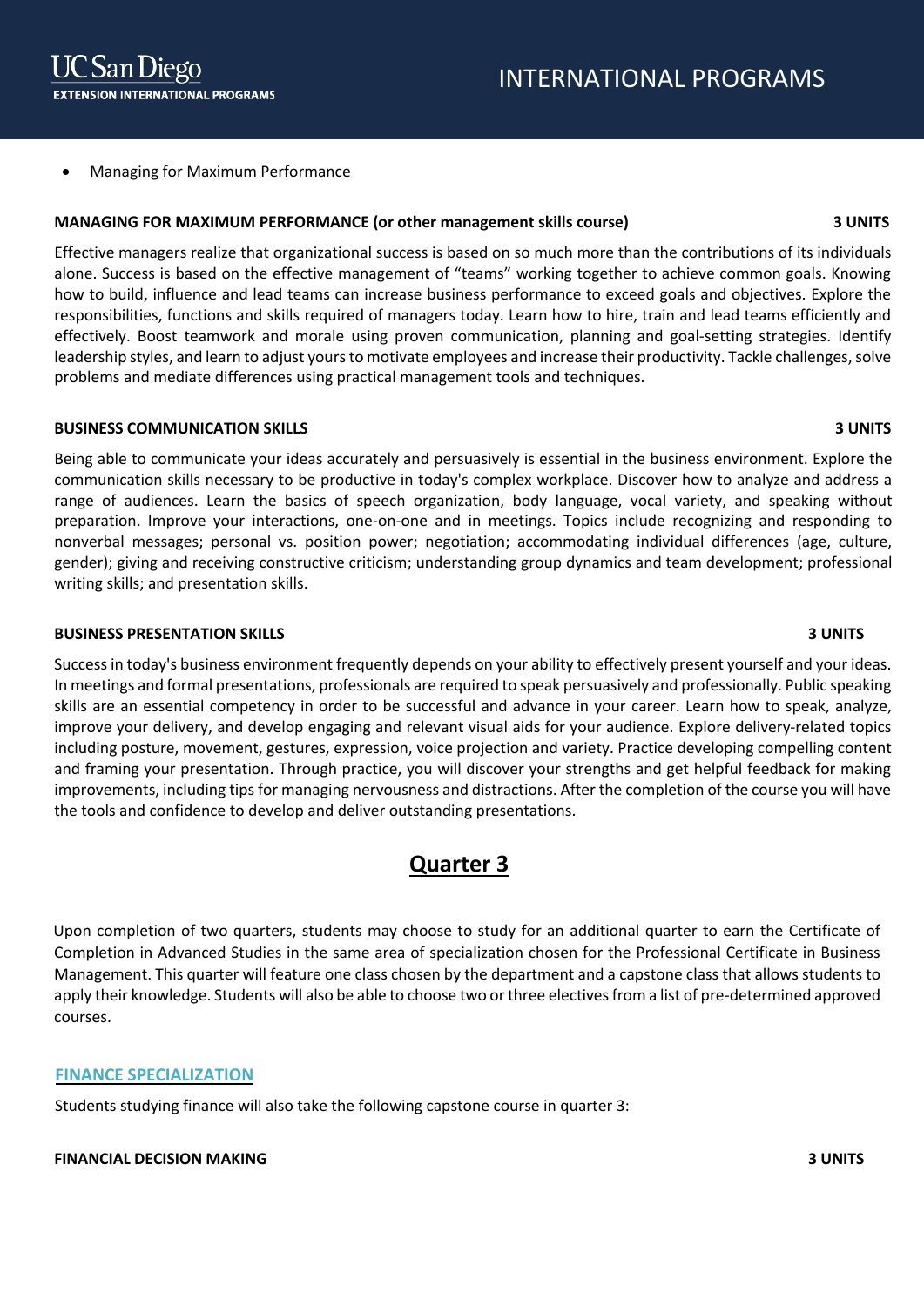- Managing for Maximum Performance

**MANAGING FOR MAXIMUM PERFORMANCE (or other management skills course)** **3 UNITS**

Effective managers realize that organizational success is based on so much more than the contributions of its individuals alone. Success is based on the effective management of "teams" working together to achieve common goals. Knowing how to build, influence and lead teams can increase business performance to exceed goals and objectives. Explore the responsibilities, functions and skills required of managers today. Learn how to hire, train and lead teams efficiently and effectively. Boost teamwork and morale using proven communication, planning and goal-setting strategies. Identify leadership styles, and learn to adjust yours to motivate employees and increase their productivity. Tackle challenges, solve problems and mediate differences using practical management tools and techniques.

**BUSINESS COMMUNICATION SKILLS** **3 UNITS**

Being able to communicate your ideas accurately and persuasively is essential in the business environment. Explore the communication skills necessary to be productive in today's complex workplace. Discover how to analyze and address a range of audiences. Learn the basics of speech organization, body language, vocal variety, and speaking without preparation. Improve your interactions, one-on-one and in meetings. Topics include recognizing and responding to nonverbal messages; personal vs. position power; negotiation; accommodating individual differences (age, culture, gender); giving and receiving constructive criticism; understanding group dynamics and team development; professional writing skills; and presentation skills.

**BUSINESS PRESENTATION SKILLS** **3 UNITS**

Success in today's business environment frequently depends on your ability to effectively present yourself and your ideas. In meetings and formal presentations, professionals are required to speak persuasively and professionally. Public speaking skills are an essential competency in order to be successful and advance in your career. Learn how to speak, analyze, improve your delivery, and develop engaging and relevant visual aids for your audience. Explore delivery-related topics including posture, movement, gestures, expression, voice projection and variety. Practice developing compelling content and framing your presentation. Through practice, you will discover your strengths and get helpful feedback for making improvements, including tips for managing nervousness and distractions. After the completion of the course you will have the tools and confidence to develop and deliver outstanding presentations.

## Quarter 3

Upon completion of two quarters, students may choose to study for an additional quarter to earn the Certificate of Completion in Advanced Studies in the same area of specialization chosen for the Professional Certificate in Business Management. This quarter will feature one class chosen by the department and a capstone class that allows students to apply their knowledge. Students will also be able to choose two or three electives from a list of pre-determined approved courses.

### FINANCE SPECIALIZATION

Students studying finance will also take the following capstone course in quarter 3:

**FINANCIAL DECISION MAKING** **3 UNITS**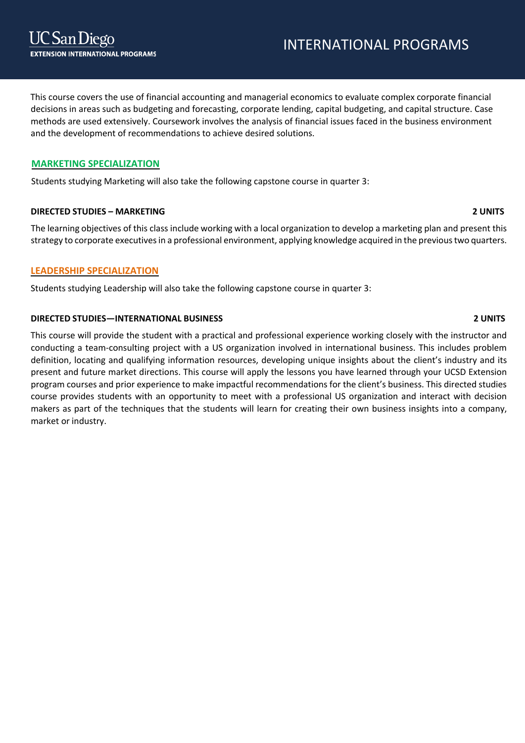This course covers the use of financial accounting and managerial economics to evaluate complex corporate financial decisions in areas such as budgeting and forecasting, corporate lending, capital budgeting, and capital structure. Case methods are used extensively. Coursework involves the analysis of financial issues faced in the business environment and the development of recommendations to achieve desired solutions.

## MARKETING SPECIALIZATION

Students studying Marketing will also take the following capstone course in quarter 3:

### DIRECTED STUDIES – MARKETING — 2 UNITS

The learning objectives of this class include working with a local organization to develop a marketing plan and present this strategy to corporate executives in a professional environment, applying knowledge acquired in the previous two quarters.

## LEADERSHIP SPECIALIZATION

Students studying Leadership will also take the following capstone course in quarter 3:

### DIRECTED STUDIES—INTERNATIONAL BUSINESS — 2 UNITS

This course will provide the student with a practical and professional experience working closely with the instructor and conducting a team-consulting project with a US organization involved in international business. This includes problem definition, locating and qualifying information resources, developing unique insights about the client's industry and its present and future market directions. This course will apply the lessons you have learned through your UCSD Extension program courses and prior experience to make impactful recommendations for the client's business. This directed studies course provides students with an opportunity to meet with a professional US organization and interact with decision makers as part of the techniques that the students will learn for creating their own business insights into a company, market or industry.